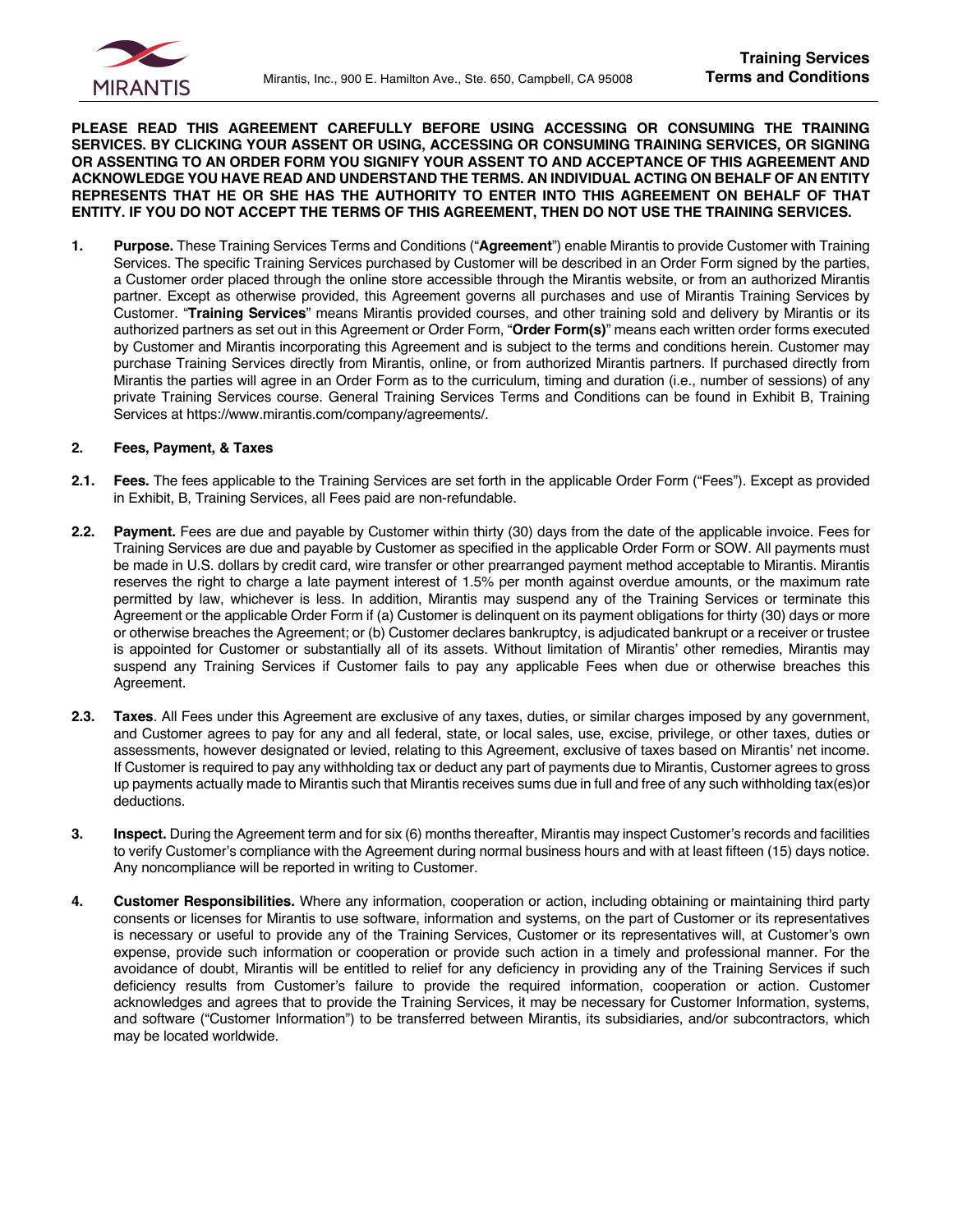**Training Services Terms and Conditions**

Mirantis, Inc., 900 E. Hamilton Ave., Ste. 650, Campbell, CA 95008

**PLEASE READ THIS AGREEMENT CAREFULLY BEFORE USING ACCESSING OR CONSUMING THE TRAINING SERVICES. BY CLICKING YOUR ASSENT OR USING, ACCESSING OR CONSUMING TRAINING SERVICES, OR SIGNING OR ASSENTING TO AN ORDER FORM YOU SIGNIFY YOUR ASSENT TO AND ACCEPTANCE OF THIS AGREEMENT AND ACKNOWLEDGE YOU HAVE READ AND UNDERSTAND THE TERMS. AN INDIVIDUAL ACTING ON BEHALF OF AN ENTITY REPRESENTS THAT HE OR SHE HAS THE AUTHORITY TO ENTER INTO THIS AGREEMENT ON BEHALF OF THAT ENTITY. IF YOU DO NOT ACCEPT THE TERMS OF THIS AGREEMENT, THEN DO NOT USE THE TRAINING SERVICES.**

**1. Purpose.** These Training Services Terms and Conditions ("**Agreement**") enable Mirantis to provide Customer with Training Services. The specific Training Services purchased by Customer will be described in an Order Form signed by the parties, a Customer order placed through the online store accessible through the Mirantis website, or from an authorized Mirantis partner. Except as otherwise provided, this Agreement governs all purchases and use of Mirantis Training Services by Customer. "**Training Services**" means Mirantis provided courses, and other training sold and delivery by Mirantis or its authorized partners as set out in this Agreement or Order Form, "**Order Form(s)**" means each written order forms executed by Customer and Mirantis incorporating this Agreement and is subject to the terms and conditions herein. Customer may purchase Training Services directly from Mirantis, online, or from authorized Mirantis partners. If purchased directly from Mirantis the parties will agree in an Order Form as to the curriculum, timing and duration (i.e., number of sessions) of any private Training Services course. General Training Services Terms and Conditions can be found in Exhibit B, Training Services at https://www.mirantis.com/company/agreements/.

**2. Fees, Payment, & Taxes**

**2.1. Fees.** The fees applicable to the Training Services are set forth in the applicable Order Form ("Fees"). Except as provided in Exhibit, B, Training Services, all Fees paid are non-refundable.

**2.2. Payment.** Fees are due and payable by Customer within thirty (30) days from the date of the applicable invoice. Fees for Training Services are due and payable by Customer as specified in the applicable Order Form or SOW. All payments must be made in U.S. dollars by credit card, wire transfer or other prearranged payment method acceptable to Mirantis. Mirantis reserves the right to charge a late payment interest of 1.5% per month against overdue amounts, or the maximum rate permitted by law, whichever is less. In addition, Mirantis may suspend any of the Training Services or terminate this Agreement or the applicable Order Form if (a) Customer is delinquent on its payment obligations for thirty (30) days or more or otherwise breaches the Agreement; or (b) Customer declares bankruptcy, is adjudicated bankrupt or a receiver or trustee is appointed for Customer or substantially all of its assets. Without limitation of Mirantis' other remedies, Mirantis may suspend any Training Services if Customer fails to pay any applicable Fees when due or otherwise breaches this Agreement.

**2.3. Taxes**. All Fees under this Agreement are exclusive of any taxes, duties, or similar charges imposed by any government, and Customer agrees to pay for any and all federal, state, or local sales, use, excise, privilege, or other taxes, duties or assessments, however designated or levied, relating to this Agreement, exclusive of taxes based on Mirantis' net income. If Customer is required to pay any withholding tax or deduct any part of payments due to Mirantis, Customer agrees to gross up payments actually made to Mirantis such that Mirantis receives sums due in full and free of any such withholding tax(es)or deductions.

**3. Inspect.** During the Agreement term and for six (6) months thereafter, Mirantis may inspect Customer's records and facilities to verify Customer's compliance with the Agreement during normal business hours and with at least fifteen (15) days notice. Any noncompliance will be reported in writing to Customer.

**4. Customer Responsibilities.** Where any information, cooperation or action, including obtaining or maintaining third party consents or licenses for Mirantis to use software, information and systems, on the part of Customer or its representatives is necessary or useful to provide any of the Training Services, Customer or its representatives will, at Customer's own expense, provide such information or cooperation or provide such action in a timely and professional manner. For the avoidance of doubt, Mirantis will be entitled to relief for any deficiency in providing any of the Training Services if such deficiency results from Customer's failure to provide the required information, cooperation or action. Customer acknowledges and agrees that to provide the Training Services, it may be necessary for Customer Information, systems, and software ("Customer Information") to be transferred between Mirantis, its subsidiaries, and/or subcontractors, which may be located worldwide.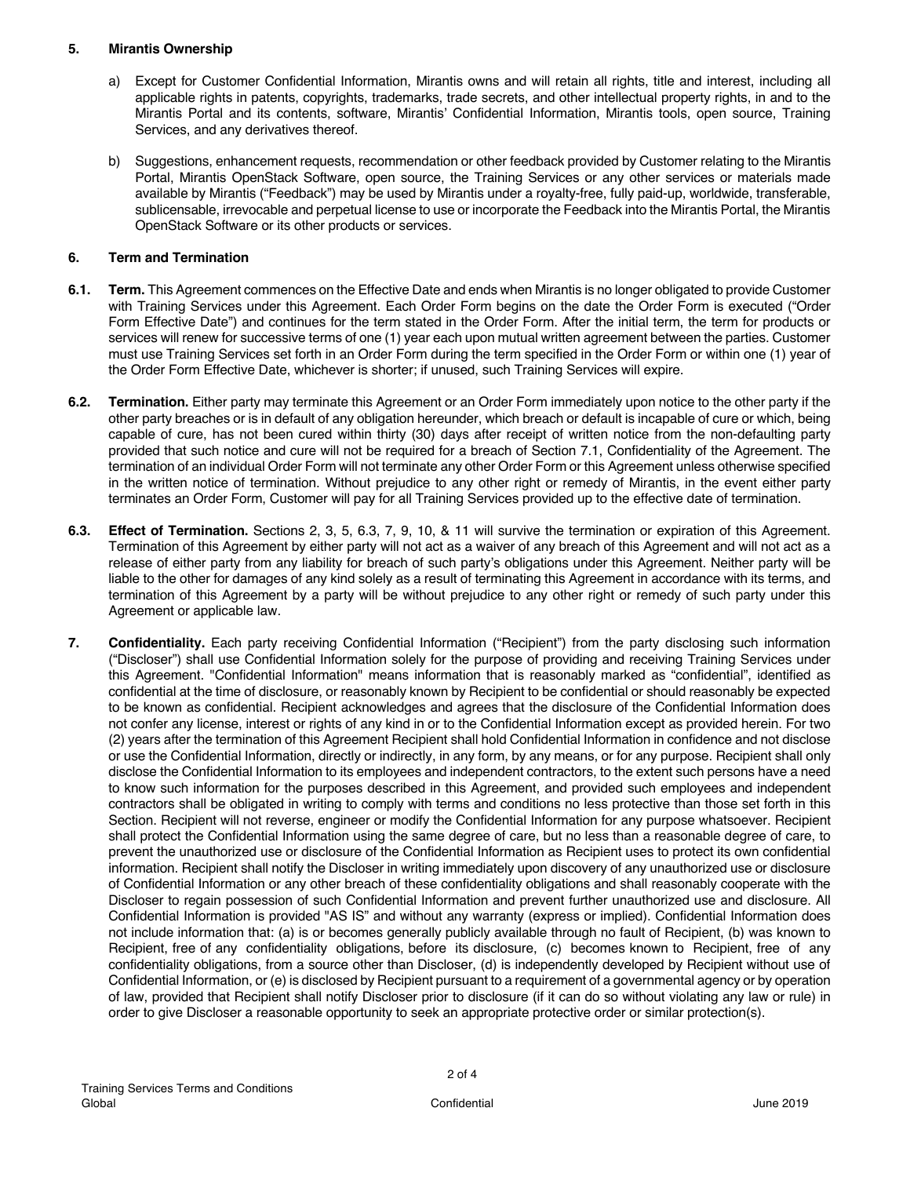## 5. Mirantis Ownership

a) Except for Customer Confidential Information, Mirantis owns and will retain all rights, title and interest, including all applicable rights in patents, copyrights, trademarks, trade secrets, and other intellectual property rights, in and to the Mirantis Portal and its contents, software, Mirantis' Confidential Information, Mirantis tools, open source, Training Services, and any derivatives thereof.

b) Suggestions, enhancement requests, recommendation or other feedback provided by Customer relating to the Mirantis Portal, Mirantis OpenStack Software, open source, the Training Services or any other services or materials made available by Mirantis ("Feedback") may be used by Mirantis under a royalty-free, fully paid-up, worldwide, transferable, sublicensable, irrevocable and perpetual license to use or incorporate the Feedback into the Mirantis Portal, the Mirantis OpenStack Software or its other products or services.

## 6. Term and Termination

**6.1. Term.** This Agreement commences on the Effective Date and ends when Mirantis is no longer obligated to provide Customer with Training Services under this Agreement. Each Order Form begins on the date the Order Form is executed ("Order Form Effective Date") and continues for the term stated in the Order Form. After the initial term, the term for products or services will renew for successive terms of one (1) year each upon mutual written agreement between the parties. Customer must use Training Services set forth in an Order Form during the term specified in the Order Form or within one (1) year of the Order Form Effective Date, whichever is shorter; if unused, such Training Services will expire.

**6.2. Termination.** Either party may terminate this Agreement or an Order Form immediately upon notice to the other party if the other party breaches or is in default of any obligation hereunder, which breach or default is incapable of cure or which, being capable of cure, has not been cured within thirty (30) days after receipt of written notice from the non-defaulting party provided that such notice and cure will not be required for a breach of Section 7.1, Confidentiality of the Agreement. The termination of an individual Order Form will not terminate any other Order Form or this Agreement unless otherwise specified in the written notice of termination. Without prejudice to any other right or remedy of Mirantis, in the event either party terminates an Order Form, Customer will pay for all Training Services provided up to the effective date of termination.

**6.3. Effect of Termination.** Sections 2, 3, 5, 6.3, 7, 9, 10, & 11 will survive the termination or expiration of this Agreement. Termination of this Agreement by either party will not act as a waiver of any breach of this Agreement and will not act as a release of either party from any liability for breach of such party's obligations under this Agreement. Neither party will be liable to the other for damages of any kind solely as a result of terminating this Agreement in accordance with its terms, and termination of this Agreement by a party will be without prejudice to any other right or remedy of such party under this Agreement or applicable law.

**7. Confidentiality.** Each party receiving Confidential Information ("Recipient") from the party disclosing such information ("Discloser") shall use Confidential Information solely for the purpose of providing and receiving Training Services under this Agreement. "Confidential Information" means information that is reasonably marked as "confidential", identified as confidential at the time of disclosure, or reasonably known by Recipient to be confidential or should reasonably be expected to be known as confidential. Recipient acknowledges and agrees that the disclosure of the Confidential Information does not confer any license, interest or rights of any kind in or to the Confidential Information except as provided herein. For two (2) years after the termination of this Agreement Recipient shall hold Confidential Information in confidence and not disclose or use the Confidential Information, directly or indirectly, in any form, by any means, or for any purpose. Recipient shall only disclose the Confidential Information to its employees and independent contractors, to the extent such persons have a need to know such information for the purposes described in this Agreement, and provided such employees and independent contractors shall be obligated in writing to comply with terms and conditions no less protective than those set forth in this Section. Recipient will not reverse, engineer or modify the Confidential Information for any purpose whatsoever. Recipient shall protect the Confidential Information using the same degree of care, but no less than a reasonable degree of care, to prevent the unauthorized use or disclosure of the Confidential Information as Recipient uses to protect its own confidential information. Recipient shall notify the Discloser in writing immediately upon discovery of any unauthorized use or disclosure of Confidential Information or any other breach of these confidentiality obligations and shall reasonably cooperate with the Discloser to regain possession of such Confidential Information and prevent further unauthorized use and disclosure. All Confidential Information is provided "AS IS" and without any warranty (express or implied). Confidential Information does not include information that: (a) is or becomes generally publicly available through no fault of Recipient, (b) was known to Recipient, free of any confidentiality obligations, before its disclosure, (c) becomes known to Recipient, free of any confidentiality obligations, from a source other than Discloser, (d) is independently developed by Recipient without use of Confidential Information, or (e) is disclosed by Recipient pursuant to a requirement of a governmental agency or by operation of law, provided that Recipient shall notify Discloser prior to disclosure (if it can do so without violating any law or rule) in order to give Discloser a reasonable opportunity to seek an appropriate protective order or similar protection(s).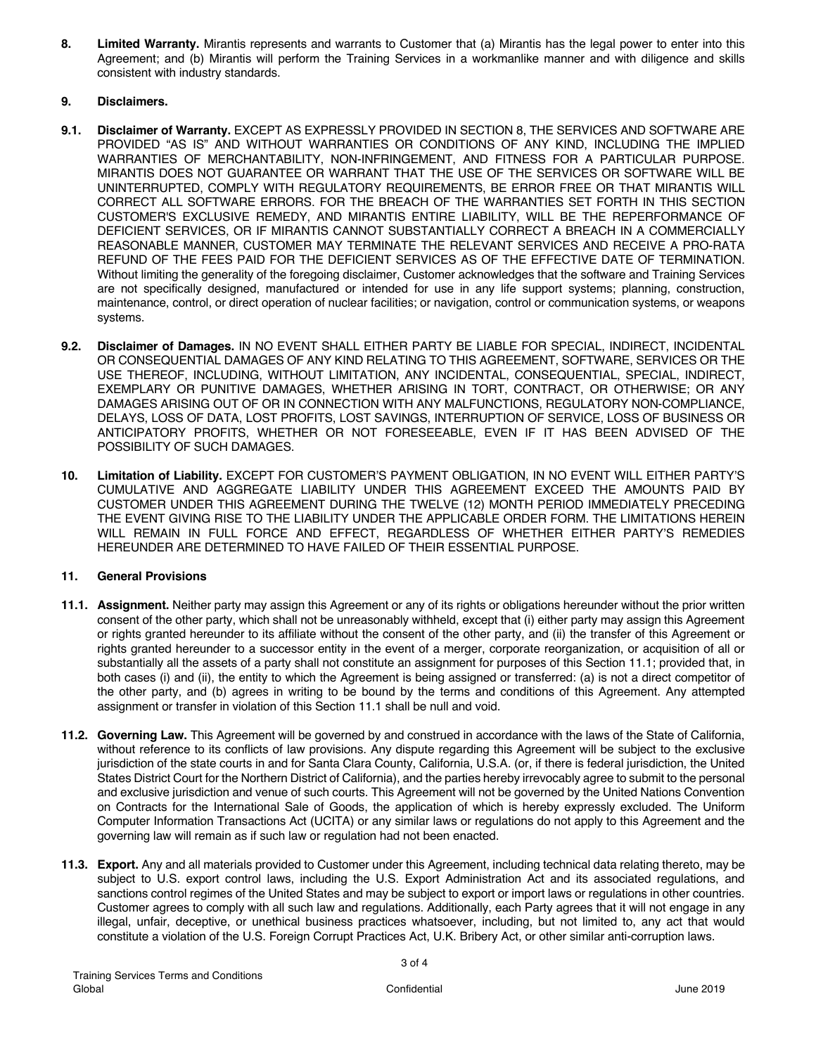**8. Limited Warranty.** Mirantis represents and warrants to Customer that (a) Mirantis has the legal power to enter into this Agreement; and (b) Mirantis will perform the Training Services in a workmanlike manner and with diligence and skills consistent with industry standards.

**9. Disclaimers.**

**9.1. Disclaimer of Warranty.** EXCEPT AS EXPRESSLY PROVIDED IN SECTION 8, THE SERVICES AND SOFTWARE ARE PROVIDED "AS IS" AND WITHOUT WARRANTIES OR CONDITIONS OF ANY KIND, INCLUDING THE IMPLIED WARRANTIES OF MERCHANTABILITY, NON-INFRINGEMENT, AND FITNESS FOR A PARTICULAR PURPOSE. MIRANTIS DOES NOT GUARANTEE OR WARRANT THAT THE USE OF THE SERVICES OR SOFTWARE WILL BE UNINTERRUPTED, COMPLY WITH REGULATORY REQUIREMENTS, BE ERROR FREE OR THAT MIRANTIS WILL CORRECT ALL SOFTWARE ERRORS. FOR THE BREACH OF THE WARRANTIES SET FORTH IN THIS SECTION CUSTOMER'S EXCLUSIVE REMEDY, AND MIRANTIS ENTIRE LIABILITY, WILL BE THE REPERFORMANCE OF DEFICIENT SERVICES, OR IF MIRANTIS CANNOT SUBSTANTIALLY CORRECT A BREACH IN A COMMERCIALLY REASONABLE MANNER, CUSTOMER MAY TERMINATE THE RELEVANT SERVICES AND RECEIVE A PRO-RATA REFUND OF THE FEES PAID FOR THE DEFICIENT SERVICES AS OF THE EFFECTIVE DATE OF TERMINATION. Without limiting the generality of the foregoing disclaimer, Customer acknowledges that the software and Training Services are not specifically designed, manufactured or intended for use in any life support systems; planning, construction, maintenance, control, or direct operation of nuclear facilities; or navigation, control or communication systems, or weapons systems.

**9.2. Disclaimer of Damages.** IN NO EVENT SHALL EITHER PARTY BE LIABLE FOR SPECIAL, INDIRECT, INCIDENTAL OR CONSEQUENTIAL DAMAGES OF ANY KIND RELATING TO THIS AGREEMENT, SOFTWARE, SERVICES OR THE USE THEREOF, INCLUDING, WITHOUT LIMITATION, ANY INCIDENTAL, CONSEQUENTIAL, SPECIAL, INDIRECT, EXEMPLARY OR PUNITIVE DAMAGES, WHETHER ARISING IN TORT, CONTRACT, OR OTHERWISE; OR ANY DAMAGES ARISING OUT OF OR IN CONNECTION WITH ANY MALFUNCTIONS, REGULATORY NON-COMPLIANCE, DELAYS, LOSS OF DATA, LOST PROFITS, LOST SAVINGS, INTERRUPTION OF SERVICE, LOSS OF BUSINESS OR ANTICIPATORY PROFITS, WHETHER OR NOT FORESEEABLE, EVEN IF IT HAS BEEN ADVISED OF THE POSSIBILITY OF SUCH DAMAGES.

**10. Limitation of Liability.** EXCEPT FOR CUSTOMER'S PAYMENT OBLIGATION, IN NO EVENT WILL EITHER PARTY'S CUMULATIVE AND AGGREGATE LIABILITY UNDER THIS AGREEMENT EXCEED THE AMOUNTS PAID BY CUSTOMER UNDER THIS AGREEMENT DURING THE TWELVE (12) MONTH PERIOD IMMEDIATELY PRECEDING THE EVENT GIVING RISE TO THE LIABILITY UNDER THE APPLICABLE ORDER FORM. THE LIMITATIONS HEREIN WILL REMAIN IN FULL FORCE AND EFFECT, REGARDLESS OF WHETHER EITHER PARTY'S REMEDIES HEREUNDER ARE DETERMINED TO HAVE FAILED OF THEIR ESSENTIAL PURPOSE.

**11. General Provisions**

**11.1. Assignment.** Neither party may assign this Agreement or any of its rights or obligations hereunder without the prior written consent of the other party, which shall not be unreasonably withheld, except that (i) either party may assign this Agreement or rights granted hereunder to its affiliate without the consent of the other party, and (ii) the transfer of this Agreement or rights granted hereunder to a successor entity in the event of a merger, corporate reorganization, or acquisition of all or substantially all the assets of a party shall not constitute an assignment for purposes of this Section 11.1; provided that, in both cases (i) and (ii), the entity to which the Agreement is being assigned or transferred: (a) is not a direct competitor of the other party, and (b) agrees in writing to be bound by the terms and conditions of this Agreement. Any attempted assignment or transfer in violation of this Section 11.1 shall be null and void.

**11.2. Governing Law.** This Agreement will be governed by and construed in accordance with the laws of the State of California, without reference to its conflicts of law provisions. Any dispute regarding this Agreement will be subject to the exclusive jurisdiction of the state courts in and for Santa Clara County, California, U.S.A. (or, if there is federal jurisdiction, the United States District Court for the Northern District of California), and the parties hereby irrevocably agree to submit to the personal and exclusive jurisdiction and venue of such courts. This Agreement will not be governed by the United Nations Convention on Contracts for the International Sale of Goods, the application of which is hereby expressly excluded. The Uniform Computer Information Transactions Act (UCITA) or any similar laws or regulations do not apply to this Agreement and the governing law will remain as if such law or regulation had not been enacted.

**11.3. Export.** Any and all materials provided to Customer under this Agreement, including technical data relating thereto, may be subject to U.S. export control laws, including the U.S. Export Administration Act and its associated regulations, and sanctions control regimes of the United States and may be subject to export or import laws or regulations in other countries. Customer agrees to comply with all such law and regulations. Additionally, each Party agrees that it will not engage in any illegal, unfair, deceptive, or unethical business practices whatsoever, including, but not limited to, any act that would constitute a violation of the U.S. Foreign Corrupt Practices Act, U.K. Bribery Act, or other similar anti-corruption laws.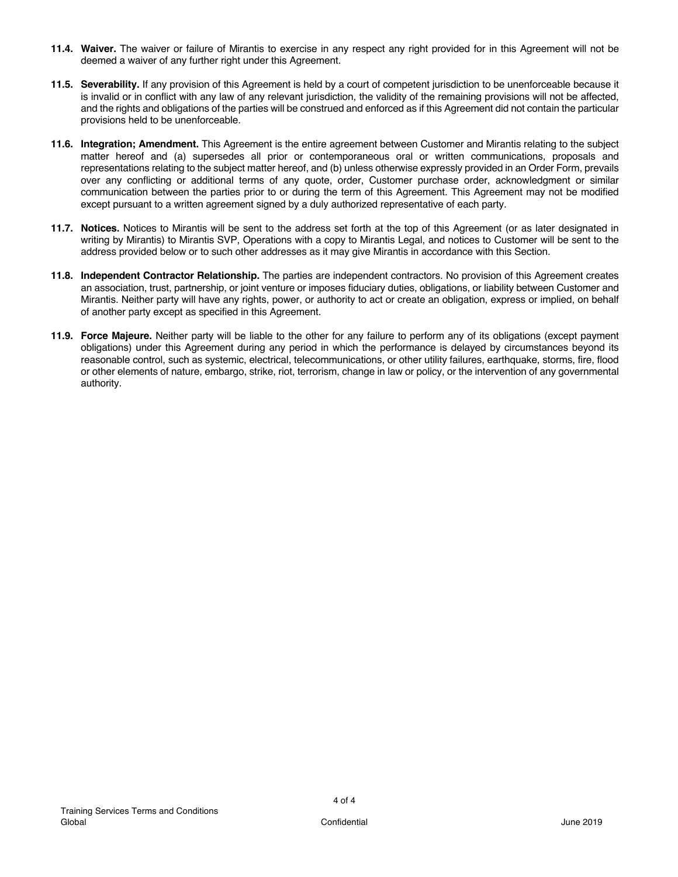**11.4. Waiver.** The waiver or failure of Mirantis to exercise in any respect any right provided for in this Agreement will not be deemed a waiver of any further right under this Agreement.

**11.5. Severability.** If any provision of this Agreement is held by a court of competent jurisdiction to be unenforceable because it is invalid or in conflict with any law of any relevant jurisdiction, the validity of the remaining provisions will not be affected, and the rights and obligations of the parties will be construed and enforced as if this Agreement did not contain the particular provisions held to be unenforceable.

**11.6. Integration; Amendment.** This Agreement is the entire agreement between Customer and Mirantis relating to the subject matter hereof and (a) supersedes all prior or contemporaneous oral or written communications, proposals and representations relating to the subject matter hereof, and (b) unless otherwise expressly provided in an Order Form, prevails over any conflicting or additional terms of any quote, order, Customer purchase order, acknowledgment or similar communication between the parties prior to or during the term of this Agreement. This Agreement may not be modified except pursuant to a written agreement signed by a duly authorized representative of each party.

**11.7. Notices.** Notices to Mirantis will be sent to the address set forth at the top of this Agreement (or as later designated in writing by Mirantis) to Mirantis SVP, Operations with a copy to Mirantis Legal, and notices to Customer will be sent to the address provided below or to such other addresses as it may give Mirantis in accordance with this Section.

**11.8. Independent Contractor Relationship.** The parties are independent contractors. No provision of this Agreement creates an association, trust, partnership, or joint venture or imposes fiduciary duties, obligations, or liability between Customer and Mirantis. Neither party will have any rights, power, or authority to act or create an obligation, express or implied, on behalf of another party except as specified in this Agreement.

**11.9. Force Majeure.** Neither party will be liable to the other for any failure to perform any of its obligations (except payment obligations) under this Agreement during any period in which the performance is delayed by circumstances beyond its reasonable control, such as systemic, electrical, telecommunications, or other utility failures, earthquake, storms, fire, flood or other elements of nature, embargo, strike, riot, terrorism, change in law or policy, or the intervention of any governmental authority.